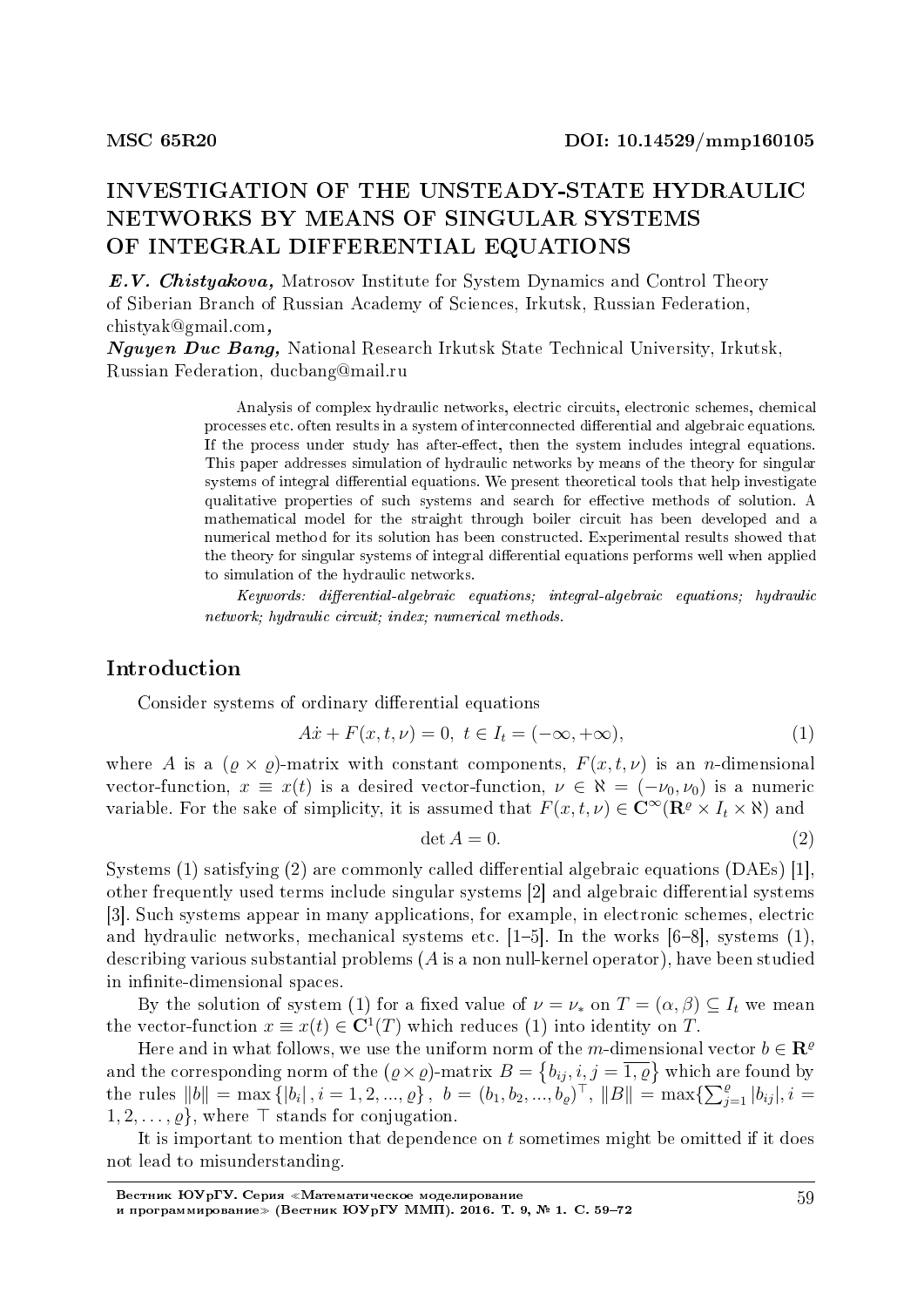MSC 65R20 DOI: 10.14529/mmp160105

# INVESTIGATION OF THE UNSTEADY-STATE HYDRAULIC NETWORKS BY MEANS OF SINGULAR SYSTEMS OF INTEGRAL DIFFERENTIAL EQUATIONS

***E.V. Chistyakova,*** Matrosov Institute for System Dynamics and Control Theory of Siberian Branch of Russian Academy of Sciences, Irkutsk, Russian Federation, chistyak@gmail.com**,**

***Nguyen Duc Bang,*** National Research Irkutsk State Technical University, Irkutsk, Russian Federation, ducbang@mail.ru

Analysis of complex hydraulic networks, electric circuits, electronic schemes, chemical processes etc. often results in a system of interconnected differential and algebraic equations. If the process under study has after-effect, then the system includes integral equations. This paper addresses simulation of hydraulic networks by means of the theory for singular systems of integral differential equations. We present theoretical tools that help investigate qualitative properties of such systems and search for effective methods of solution. A mathematical model for the straight through boiler circuit has been developed and a numerical method for its solution has been constructed. Experimental results showed that the theory for singular systems of integral differential equations performs well when applied to simulation of the hydraulic networks.

*Keywords: differential-algebraic equations; integral-algebraic equations; hydraulic network; hydraulic circuit; index; numerical methods.*

## Introduction

Consider systems of ordinary differential equations

$$A\dot{x} + F(x, t, \nu) = 0, \ t \in I_t = (-\infty, +\infty), \tag{1}$$

where $A$ is a $(\varrho \times \varrho)$-matrix with constant components, $F(x, t, \nu)$ is an $n$-dimensional vector-function, $x \equiv x(t)$ is a desired vector-function, $\nu \in \aleph = (-\nu_0, \nu_0)$ is a numeric variable. For the sake of simplicity, it is assumed that $F(x, t, \nu) \in \mathbf{C}^{\infty}(\mathbf{R}^{\varrho} \times I_t \times \aleph)$ and

$$\det A = 0. \tag{2}$$

Systems (1) satisfying (2) are commonly called differential algebraic equations (DAEs) [1], other frequently used terms include singular systems [2] and algebraic differential systems [3]. Such systems appear in many applications, for example, in electronic schemes, electric and hydraulic networks, mechanical systems etc. [1–5]. In the works [6–8], systems (1), describing various substantial problems ($A$ is a non null-kernel operator), have been studied in infinite-dimensional spaces.

By the solution of system (1) for a fixed value of $\nu = \nu_*$ on $T = (\alpha, \beta) \subseteq I_t$ we mean the vector-function $x \equiv x(t) \in \mathbf{C}^1(T)$ which reduces (1) into identity on $T$.

Here and in what follows, we use the uniform norm of the $m$-dimensional vector $b \in \mathbf{R}^{\varrho}$ and the corresponding norm of the $(\varrho \times \varrho)$-matrix $B = \{b_{ij}, i, j = \overline{1, \varrho}\}$ which are found by the rules $\|b\| = \max\{|b_i|, i = 1, 2, ..., \varrho\}$, $b = (b_1, b_2, ..., b_{\varrho})^{\top}$, $\|B\| = \max\{\sum_{j=1}^{\varrho} |b_{ij}|, i = 1, 2, \ldots, \varrho\}$, where $\top$ stands for conjugation.

It is important to mention that dependence on $t$ sometimes might be omitted if it does not lead to misunderstanding.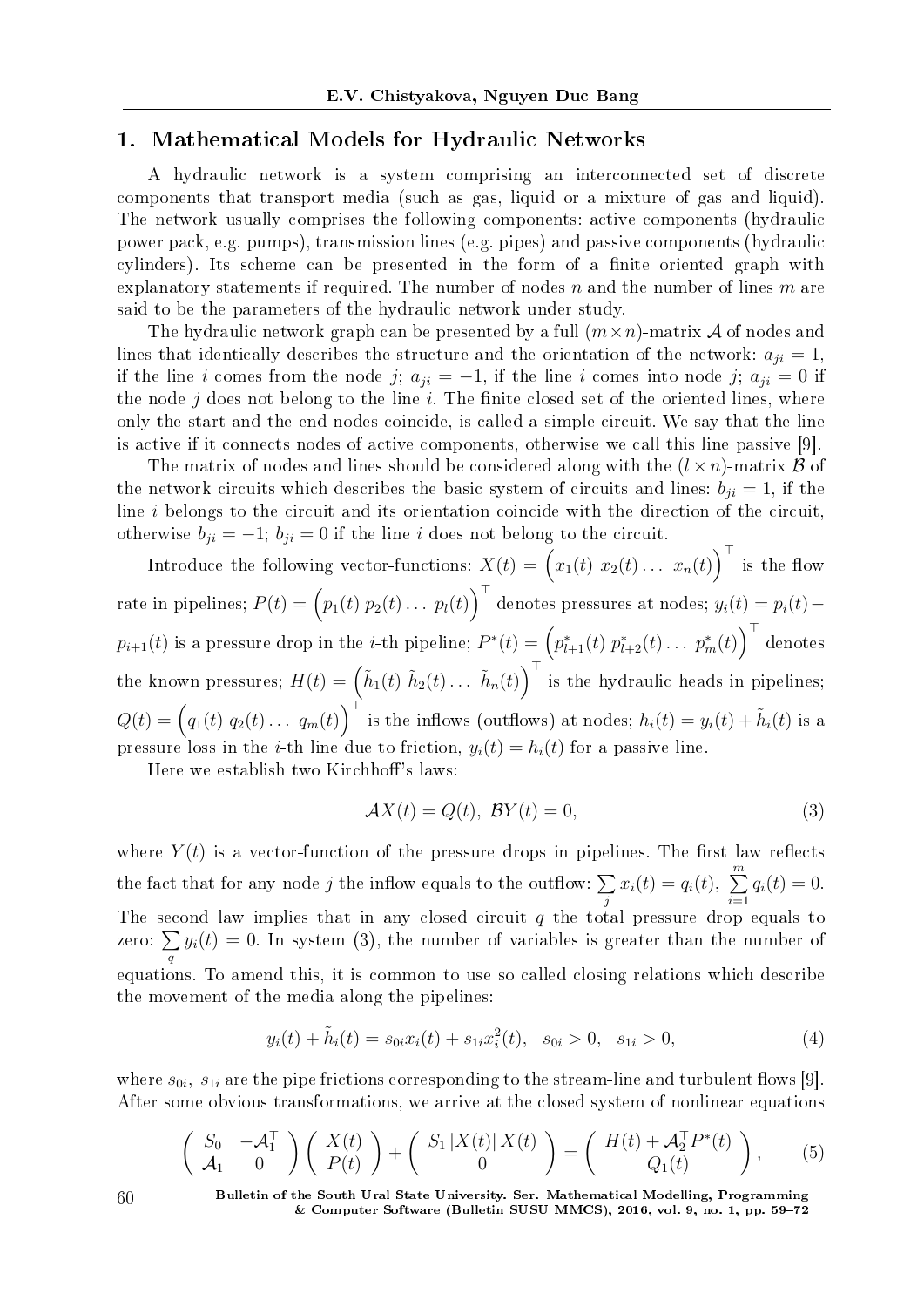## 1. Mathematical Models for Hydraulic Networks

A hydraulic network is a system comprising an interconnected set of discrete components that transport media (such as gas, liquid or a mixture of gas and liquid). The network usually comprises the following components: active components (hydraulic power pack, e.g. pumps), transmission lines (e.g. pipes) and passive components (hydraulic cylinders). Its scheme can be presented in the form of a finite oriented graph with explanatory statements if required. The number of nodes $n$ and the number of lines $m$ are said to be the parameters of the hydraulic network under study.

The hydraulic network graph can be presented by a full $(m \times n)$-matrix $\mathcal{A}$ of nodes and lines that identically describes the structure and the orientation of the network: $a_{ji} = 1$, if the line $i$ comes from the node $j$; $a_{ji} = -1$, if the line $i$ comes into node $j$; $a_{ji} = 0$ if the node $j$ does not belong to the line $i$. The finite closed set of the oriented lines, where only the start and the end nodes coincide, is called a simple circuit. We say that the line is active if it connects nodes of active components, otherwise we call this line passive [9].

The matrix of nodes and lines should be considered along with the $(l \times n)$-matrix $\mathcal{B}$ of the network circuits which describes the basic system of circuits and lines: $b_{ji} = 1$, if the line $i$ belongs to the circuit and its orientation coincide with the direction of the circuit, otherwise $b_{ji} = -1$; $b_{ji} = 0$ if the line $i$ does not belong to the circuit.

Introduce the following vector-functions: $X(t) = \Big(x_1(t)\ x_2(t) \ldots\ x_n(t)\Big)^\top$ is the flow rate in pipelines; $P(t) = \Big(p_1(t)\ p_2(t) \ldots\ p_l(t)\Big)^\top$ denotes pressures at nodes; $y_i(t) = p_i(t) - p_{i+1}(t)$ is a pressure drop in the $i$-th pipeline; $P^*(t) = \Big(p^*_{l+1}(t)\ p^*_{l+2}(t) \ldots\ p^*_m(t)\Big)^\top$ denotes the known pressures; $H(t) = \Big(\tilde{h}_1(t)\ \tilde{h}_2(t) \ldots\ \tilde{h}_n(t)\Big)^\top$ is the hydraulic heads in pipelines; $Q(t) = \Big(q_1(t)\ q_2(t) \ldots\ q_m(t)\Big)^\top$ is the inflows (outflows) at nodes; $h_i(t) = y_i(t) + \tilde{h}_i(t)$ is a pressure loss in the $i$-th line due to friction, $y_i(t) = h_i(t)$ for a passive line.

Here we establish two Kirchhoff's laws:

$$\mathcal{A}X(t) = Q(t),\ \mathcal{B}Y(t) = 0, \tag{3}$$

where $Y(t)$ is a vector-function of the pressure drops in pipelines. The first law reflects the fact that for any node $j$ the inflow equals to the outflow: $\sum\limits_j x_i(t) = q_i(t)$, $\sum\limits_{i=1}^{m} q_i(t) = 0$. The second law implies that in any closed circuit $q$ the total pressure drop equals to zero: $\sum\limits_q y_i(t) = 0$. In system (3), the number of variables is greater than the number of equations. To amend this, it is common to use so called closing relations which describe the movement of the media along the pipelines:

$$y_i(t) + \tilde{h}_i(t) = s_{0i}x_i(t) + s_{1i}x_i^2(t), \quad s_{0i} > 0, \quad s_{1i} > 0, \tag{4}$$

where $s_{0i}$, $s_{1i}$ are the pipe frictions corresponding to the stream-line and turbulent flows [9]. After some obvious transformations, we arrive at the closed system of nonlinear equations

$$\begin{pmatrix} S_0 & -\mathcal{A}_1^\top \\ \mathcal{A}_1 & 0 \end{pmatrix} \begin{pmatrix} X(t) \\ P(t) \end{pmatrix} + \begin{pmatrix} S_1 \left|X(t)\right| X(t) \\ 0 \end{pmatrix} = \begin{pmatrix} H(t) + \mathcal{A}_2^\top P^*(t) \\ Q_1(t) \end{pmatrix}, \tag{5}$$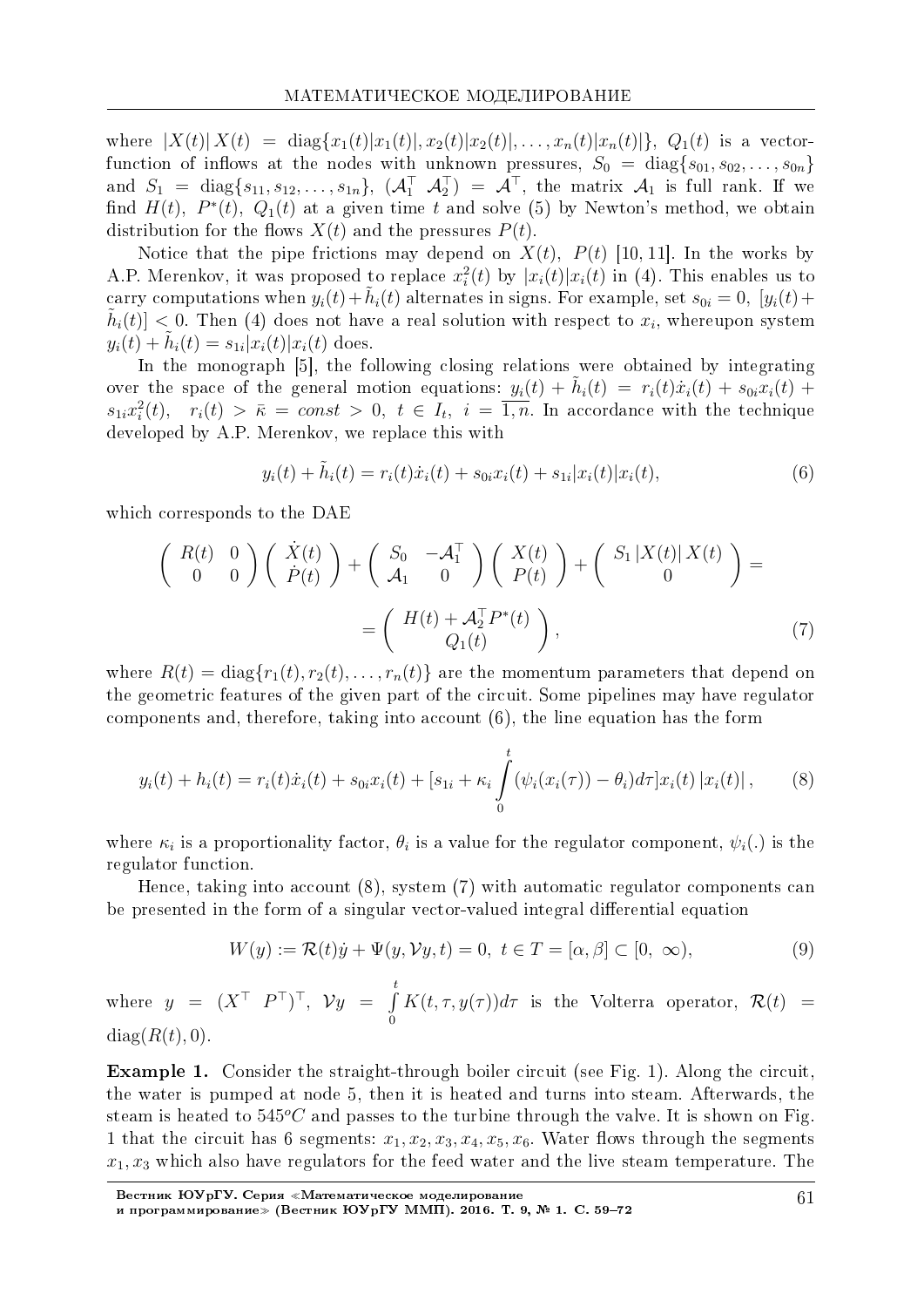where $|X(t)|\, X(t) = \mathrm{diag}\{x_1(t)|x_1(t)|, x_2(t)|x_2(t)|, \ldots, x_n(t)|x_n(t)|\}$, $Q_1(t)$ is a vector-function of inflows at the nodes with unknown pressures, $S_0 = \mathrm{diag}\{s_{01}, s_{02}, \ldots, s_{0n}\}$ and $S_1 = \mathrm{diag}\{s_{11}, s_{12}, \ldots, s_{1n}\}$, $(\mathcal{A}_1^\top \ \mathcal{A}_2^\top) = \mathcal{A}^\top$, the matrix $\mathcal{A}_1$ is full rank. If we find $H(t)$, $P^*(t)$, $Q_1(t)$ at a given time $t$ and solve (5) by Newton's method, we obtain distribution for the flows $X(t)$ and the pressures $P(t)$.

Notice that the pipe frictions may depend on $X(t)$, $P(t)$ [10, 11]. In the works by A.P. Merenkov, it was proposed to replace $x_i^2(t)$ by $|x_i(t)|x_i(t)$ in (4). This enables us to carry computations when $y_i(t)+\tilde{h}_i(t)$ alternates in signs. For example, set $s_{0i} = 0$, $[y_i(t)+\tilde{h}_i(t)] < 0$. Then (4) does not have a real solution with respect to $x_i$, whereupon system $y_i(t) + \tilde{h}_i(t) = s_{1i}|x_i(t)|x_i(t)$ does.

In the monograph [5], the following closing relations were obtained by integrating over the space of the general motion equations: $y_i(t) + \tilde{h}_i(t) = r_i(t)\dot{x}_i(t) + s_{0i}x_i(t) + s_{1i}x_i^2(t)$, $\ r_i(t) > \bar{\kappa} = const > 0$, $t \in I_t$, $i = \overline{1,n}$. In accordance with the technique developed by A.P. Merenkov, we replace this with

$$y_i(t) + \tilde{h}_i(t) = r_i(t)\dot{x}_i(t) + s_{0i}x_i(t) + s_{1i}|x_i(t)|x_i(t), \tag{6}$$

which corresponds to the DAE

$$\begin{pmatrix} R(t) & 0 \\ 0 & 0 \end{pmatrix} \begin{pmatrix} \dot{X}(t) \\ \dot{P}(t) \end{pmatrix} + \begin{pmatrix} S_0 & -\mathcal{A}_1^\top \\ \mathcal{A}_1 & 0 \end{pmatrix} \begin{pmatrix} X(t) \\ P(t) \end{pmatrix} + \begin{pmatrix} S_1\, |X(t)|\, X(t) \\ 0 \end{pmatrix} =$$

$$= \begin{pmatrix} H(t) + \mathcal{A}_2^\top P^*(t) \\ Q_1(t) \end{pmatrix}, \tag{7}$$

where $R(t) = \mathrm{diag}\{r_1(t), r_2(t), \ldots, r_n(t)\}$ are the momentum parameters that depend on the geometric features of the given part of the circuit. Some pipelines may have regulator components and, therefore, taking into account (6), the line equation has the form

$$y_i(t) + h_i(t) = r_i(t)\dot{x}_i(t) + s_{0i}x_i(t) + [s_{1i} + \kappa_i \int\limits_0^t (\psi_i(x_i(\tau)) - \theta_i)d\tau]x_i(t)\,|x_i(t)|\,, \tag{8}$$

where $\kappa_i$ is a proportionality factor, $\theta_i$ is a value for the regulator component, $\psi_i(.)$ is the regulator function.

Hence, taking into account (8), system (7) with automatic regulator components can be presented in the form of a singular vector-valued integral differential equation

$$W(y) := \mathcal{R}(t)\dot{y} + \Psi(y, \mathcal{V}y, t) = 0,\ t \in T = [\alpha, \beta] \subset [0,\ \infty), \tag{9}$$

where $y = (X^\top \ P^\top)^\top$, $\mathcal{V}y = \int\limits_0^t K(t, \tau, y(\tau))d\tau$ is the Volterra operator, $\mathcal{R}(t) = \mathrm{diag}(R(t), 0)$.

**Example 1.** Consider the straight-through boiler circuit (see Fig. 1). Along the circuit, the water is pumped at node 5, then it is heated and turns into steam. Afterwards, the steam is heated to $545^oC$ and passes to the turbine through the valve. It is shown on Fig. 1 that the circuit has 6 segments: $x_1, x_2, x_3, x_4, x_5, x_6$. Water flows through the segments $x_1, x_3$ which also have regulators for the feed water and the live steam temperature. The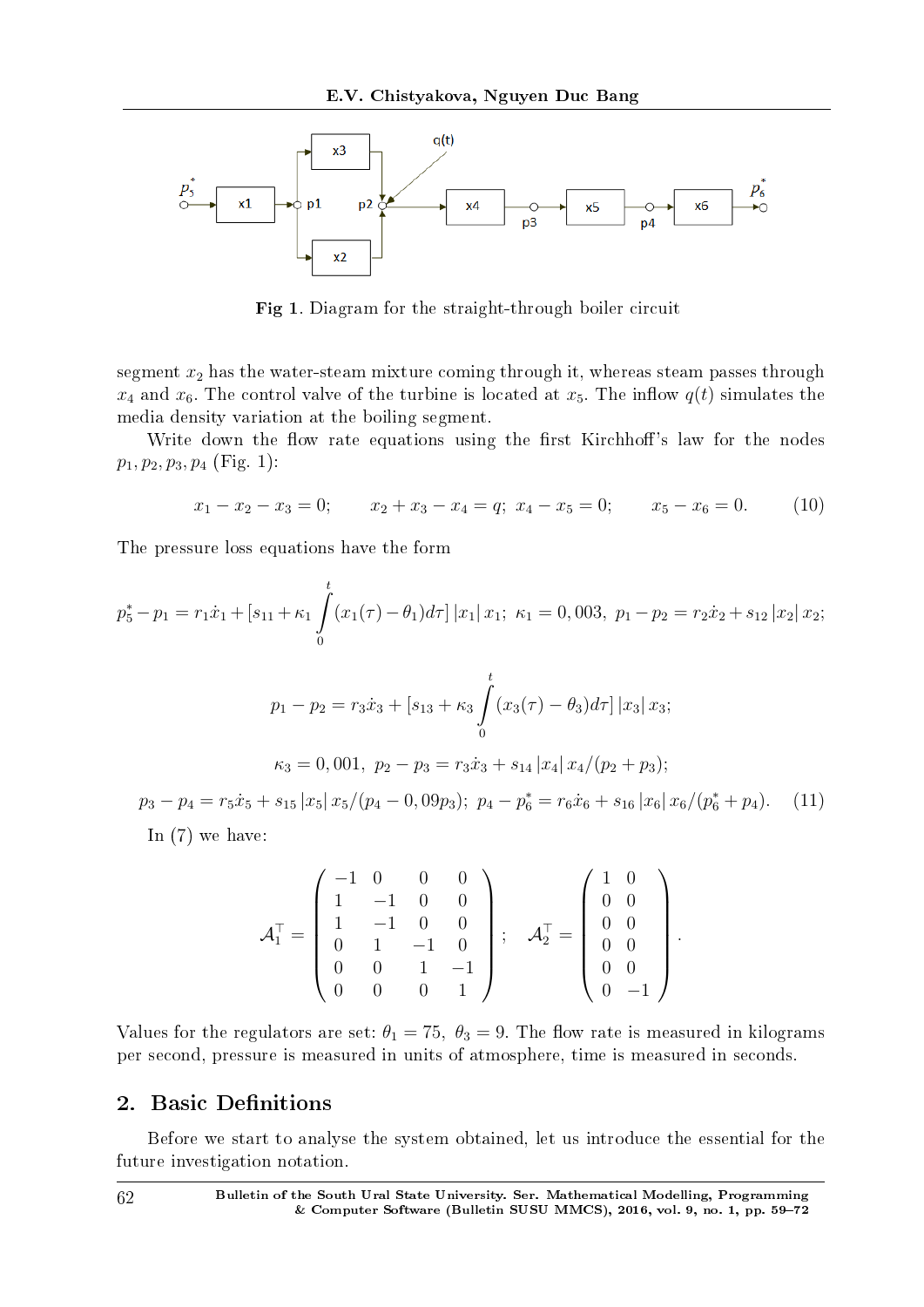Fig 1. Diagram for the straight-through boiler circuit

segment $x_2$ has the water-steam mixture coming through it, whereas steam passes through $x_4$ and $x_6$. The control valve of the turbine is located at $x_5$. The inflow $q(t)$ simulates the media density variation at the boiling segment.

Write down the flow rate equations using the first Kirchhoff's law for the nodes $p_1, p_2, p_3, p_4$ (Fig. 1):

$$x_1 - x_2 - x_3 = 0; \qquad x_2 + x_3 - x_4 = q; \; x_4 - x_5 = 0; \qquad x_5 - x_6 = 0. \tag{10}$$

The pressure loss equations have the form

$$p_5^* - p_1 = r_1\dot{x}_1 + [s_{11} + \kappa_1 \int_0^t (x_1(\tau) - \theta_1)d\tau]\,|x_1|\,x_1; \; \kappa_1 = 0,003, \; p_1 - p_2 = r_2\dot{x}_2 + s_{12}\,|x_2|\,x_2;$$

$$p_1 - p_2 = r_3\dot{x}_3 + [s_{13} + \kappa_3 \int_0^t (x_3(\tau) - \theta_3)d\tau]\,|x_3|\,x_3;$$

$$\kappa_3 = 0,001, \; p_2 - p_3 = r_3\dot{x}_3 + s_{14}\,|x_4|\,x_4/(p_2 + p_3);$$

$$p_3 - p_4 = r_5\dot{x}_5 + s_{15}\,|x_5|\,x_5/(p_4 - 0,09p_3); \; p_4 - p_6^* = r_6\dot{x}_6 + s_{16}\,|x_6|\,x_6/(p_6^* + p_4). \tag{11}$$

In (7) we have:

$$\mathcal{A}_1^\top = \begin{pmatrix} -1 & 0 & 0 & 0 \\ 1 & -1 & 0 & 0 \\ 1 & -1 & 0 & 0 \\ 0 & 1 & -1 & 0 \\ 0 & 0 & 1 & -1 \\ 0 & 0 & 0 & 1 \end{pmatrix}; \quad \mathcal{A}_2^\top = \begin{pmatrix} 1 & 0 \\ 0 & 0 \\ 0 & 0 \\ 0 & 0 \\ 0 & 0 \\ 0 & -1 \end{pmatrix}.$$

Values for the regulators are set: $\theta_1 = 75, \; \theta_3 = 9$. The flow rate is measured in kilograms per second, pressure is measured in units of atmosphere, time is measured in seconds.

## 2. Basic Definitions

Before we start to analyse the system obtained, let us introduce the essential for the future investigation notation.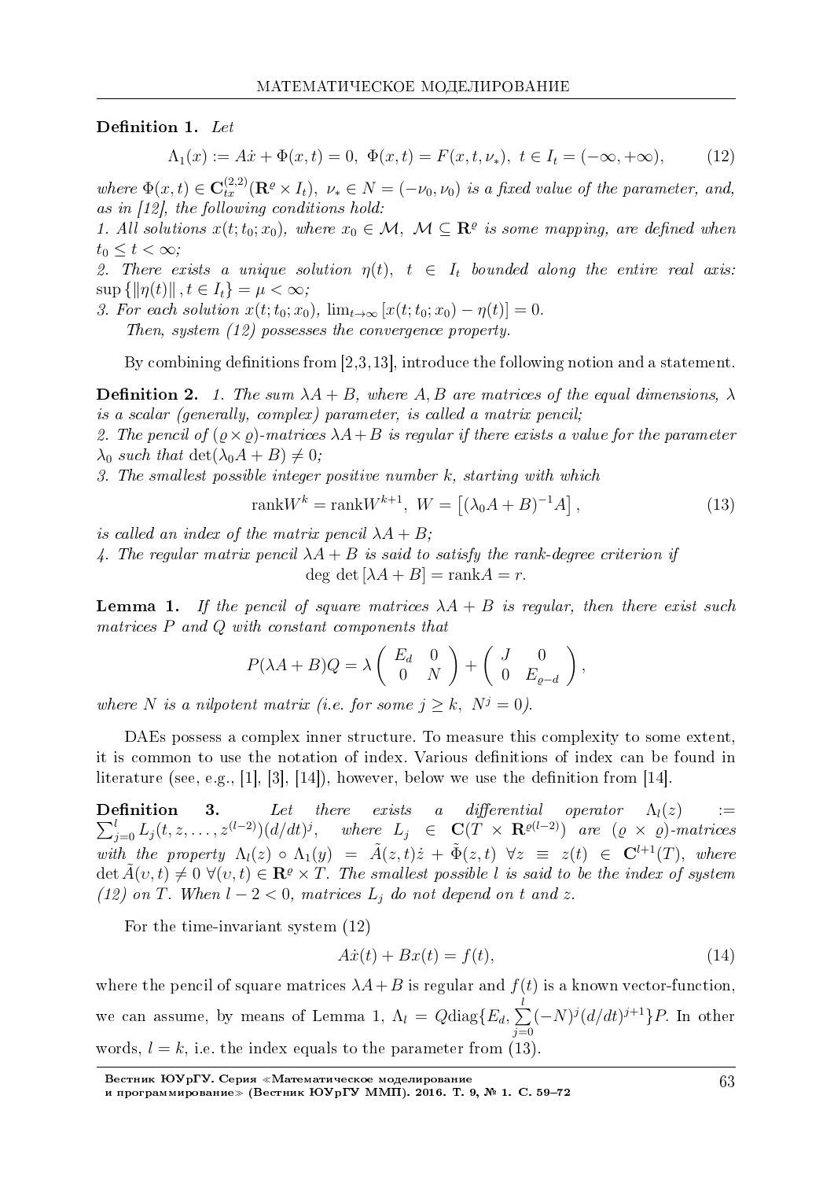**Definition 1.** *Let*

$$\Lambda_1(x) := A\dot{x} + \Phi(x,t) = 0, \;\; \Phi(x,t) = F(x,t,\nu_*), \;\; t \in I_t = (-\infty, +\infty), \tag{12}$$

*where $\Phi(x,t) \in \mathbf{C}^{(2,2)}_{tx}(\mathbf{R}^\varrho \times I_t)$, $\nu_* \in N = (-\nu_0, \nu_0)$ is a fixed value of the parameter, and, as in [12], the following conditions hold:*
*1. All solutions $x(t; t_0; x_0)$, where $x_0 \in \mathcal{M}$, $\mathcal{M} \subseteq \mathbf{R}^\varrho$ is some mapping, are defined when $t_0 \leq t < \infty$;*
*2. There exists a unique solution $\eta(t)$, $t \in I_t$ bounded along the entire real axis: $\sup\{\|\eta(t)\|, t \in I_t\} = \mu < \infty$;*
*3. For each solution $x(t; t_0; x_0)$, $\lim_{t\to\infty}[x(t;t_0;x_0) - \eta(t)] = 0$.*
*Then, system (12) possesses the convergence property.*

By combining definitions from [2,3,13], introduce the following notion and a statement.

**Definition 2.** *1. The sum $\lambda A + B$, where $A, B$ are matrices of the equal dimensions, $\lambda$ is a scalar (generally, complex) parameter, is called a matrix pencil;*
*2. The pencil of $(\varrho \times \varrho)$-matrices $\lambda A + B$ is regular if there exists a value for the parameter $\lambda_0$ such that $\det(\lambda_0 A + B) \neq 0$;*
*3. The smallest possible integer positive number $k$, starting with which*

$$\mathrm{rank} W^k = \mathrm{rank} W^{k+1}, \;\; W = \left[(\lambda_0 A + B)^{-1} A\right], \tag{13}$$

*is called an index of the matrix pencil $\lambda A + B$;*
*4. The regular matrix pencil $\lambda A + B$ is said to satisfy the rank-degree criterion if*

$$\deg\, \det\left[\lambda A + B\right] = \mathrm{rank} A = r.$$

**Lemma 1.** *If the pencil of square matrices $\lambda A + B$ is regular, then there exist such matrices $P$ and $Q$ with constant components that*

$$P(\lambda A + B)Q = \lambda \begin{pmatrix} E_d & 0 \\ 0 & N \end{pmatrix} + \begin{pmatrix} J & 0 \\ 0 & E_{\varrho - d} \end{pmatrix},$$

*where $N$ is a nilpotent matrix (i.e. for some $j \geq k$, $N^j = 0$).*

DAEs possess a complex inner structure. To measure this complexity to some extent, it is common to use the notation of index. Various definitions of index can be found in literature (see, e.g., [1], [3], [14]), however, below we use the definition from [14].

**Definition 3.** *Let there exists a differential operator $\Lambda_l(z) := \sum_{j=0}^{l} L_j(t, z, \ldots, z^{(l-2)})(d/dt)^j$, where $L_j \in \mathbf{C}(T \times \mathbf{R}^{\varrho(l-2)})$ are $(\varrho \times \varrho)$-matrices with the property $\Lambda_l(z) \circ \Lambda_1(y) = \tilde{A}(z,t)\dot{z} + \tilde{\Phi}(z,t)$ $\forall z \equiv z(t) \in \mathbf{C}^{l+1}(T)$, where $\det \tilde{A}(\upsilon, t) \neq 0$ $\forall (\upsilon, t) \in \mathbf{R}^\varrho \times T$. The smallest possible $l$ is said to be the index of system (12) on $T$. When $l - 2 < 0$, matrices $L_j$ do not depend on $t$ and $z$.*

For the time-invariant system (12)

$$A\dot{x}(t) + Bx(t) = f(t), \tag{14}$$

where the pencil of square matrices $\lambda A + B$ is regular and $f(t)$ is a known vector-function, we can assume, by means of Lemma 1, $\Lambda_l = Q\mathrm{diag}\{E_d, \sum_{j=0}^{l}(-N)^j (d/dt)^{j+1}\}P$. In other words, $l = k$, i.e. the index equals to the parameter from (13).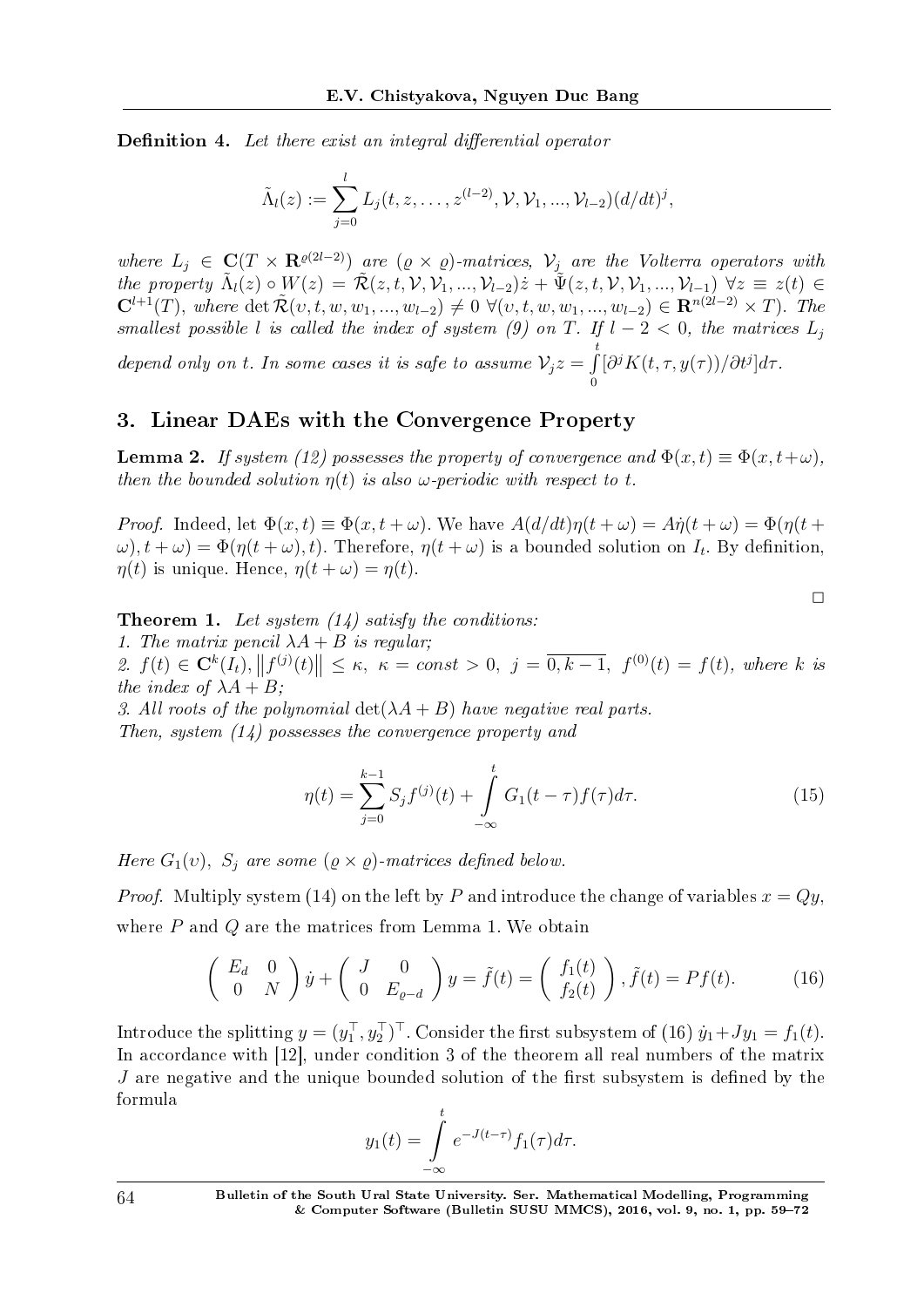**Definition 4.** *Let there exist an integral differential operator*

$$\tilde{\Lambda}_l(z) := \sum_{j=0}^{l} L_j(t, z, \dots, z^{(l-2)}, \mathcal{V}, \mathcal{V}_1, ..., \mathcal{V}_{l-2})(d/dt)^j,$$

*where $L_j \in \mathbf{C}(T \times \mathbf{R}^{\varrho(2l-2)})$ are $(\varrho \times \varrho)$-matrices, $\mathcal{V}_j$ are the Volterra operators with the property $\tilde{\Lambda}_l(z) \circ W(z) = \tilde{\mathcal{R}}(z, t, \mathcal{V}, \mathcal{V}_1, ..., \mathcal{V}_{l-2})\dot{z} + \tilde{\Psi}(z, t, \mathcal{V}, \mathcal{V}_1, ..., \mathcal{V}_{l-1})$ $\forall z \equiv z(t) \in \mathbf{C}^{l+1}(T)$, where $\det \tilde{\mathcal{R}}(\upsilon, t, w, w_1, ..., w_{l-2}) \neq 0$ $\forall (\upsilon, t, w, w_1, ..., w_{l-2}) \in \mathbf{R}^{n(2l-2)} \times T)$. The smallest possible $l$ is called the index of system (9) on $T$. If $l - 2 < 0$, the matrices $L_j$ depend only on $t$. In some cases it is safe to assume $\mathcal{V}_j z = \int\limits_0^t [\partial^j K(t, \tau, y(\tau))/\partial t^j] d\tau$.*

## 3. Linear DAEs with the Convergence Property

**Lemma 2.** *If system (12) possesses the property of convergence and $\Phi(x, t) \equiv \Phi(x, t+\omega)$, then the bounded solution $\eta(t)$ is also $\omega$-periodic with respect to $t$.*

*Proof.* Indeed, let $\Phi(x, t) \equiv \Phi(x, t + \omega)$. We have $A(d/dt)\eta(t + \omega) = A\dot{\eta}(t + \omega) = \Phi(\eta(t + \omega), t + \omega) = \Phi(\eta(t + \omega), t)$. Therefore, $\eta(t + \omega)$ is a bounded solution on $I_t$. By definition, $\eta(t)$ is unique. Hence, $\eta(t + \omega) = \eta(t)$. □

**Theorem 1.** *Let system (14) satisfy the conditions:*
*1. The matrix pencil $\lambda A + B$ is regular;*
*2. $f(t) \in \mathbf{C}^k(I_t), \left\| f^{(j)}(t) \right\| \leq \kappa,\ \kappa = const > 0,\ j = \overline{0, k-1},\ f^{(0)}(t) = f(t)$, where $k$ is the index of $\lambda A + B$;*
*3. All roots of the polynomial $\det(\lambda A + B)$ have negative real parts.*
*Then, system (14) possesses the convergence property and*

$$\eta(t) = \sum_{j=0}^{k-1} S_j f^{(j)}(t) + \int\limits_{-\infty}^{t} G_1(t - \tau) f(\tau) d\tau. \qquad (15)$$

*Here $G_1(\upsilon)$, $S_j$ are some $(\varrho \times \varrho)$-matrices defined below.*

*Proof.* Multiply system (14) on the left by $P$ and introduce the change of variables $x = Qy$, where $P$ and $Q$ are the matrices from Lemma 1. We obtain

$$\begin{pmatrix} E_d & 0 \\ 0 & N \end{pmatrix} \dot{y} + \begin{pmatrix} J & 0 \\ 0 & E_{\varrho-d} \end{pmatrix} y = \tilde{f}(t) = \begin{pmatrix} f_1(t) \\ f_2(t) \end{pmatrix}, \tilde{f}(t) = Pf(t). \qquad (16)$$

Introduce the splitting $y = (y_1^\top, y_2^\top)^\top$. Consider the first subsystem of (16) $\dot{y}_1 + Jy_1 = f_1(t)$. In accordance with [12], under condition 3 of the theorem all real numbers of the matrix $J$ are negative and the unique bounded solution of the first subsystem is defined by the formula

$$y_1(t) = \int\limits_{-\infty}^{t} e^{-J(t-\tau)} f_1(\tau) d\tau.$$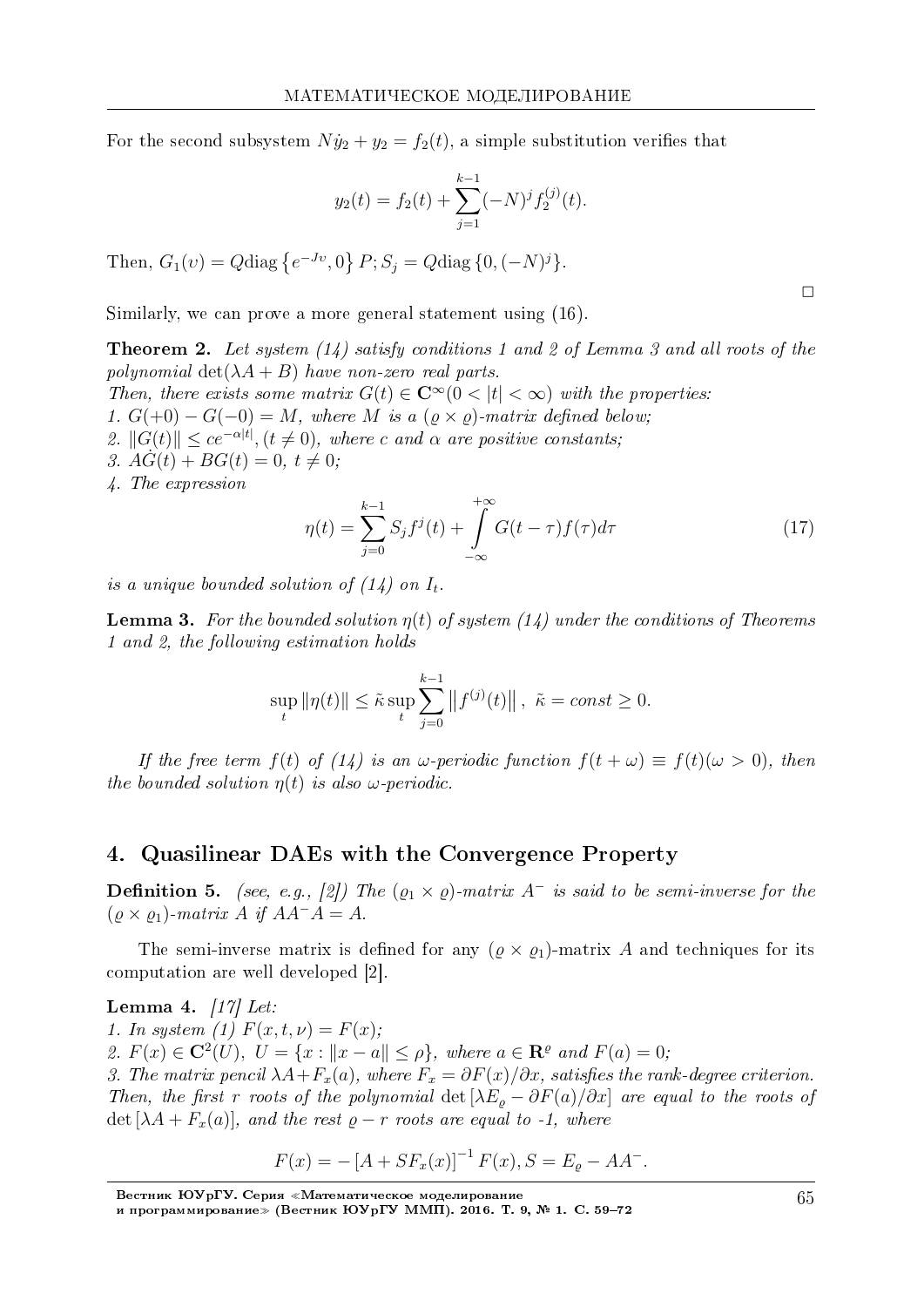For the second subsystem $N\dot{y}_2 + y_2 = f_2(t)$, a simple substitution verifies that

$$y_2(t) = f_2(t) + \sum_{j=1}^{k-1} (-N)^j f_2^{(j)}(t).$$

Then, $G_1(\upsilon) = Q\text{diag}\left\{e^{-J\upsilon}, 0\right\} P; S_j = Q\text{diag}\left\{0, (-N)^j\right\}$.

□

Similarly, we can prove a more general statement using (16).

**Theorem 2.** *Let system (14) satisfy conditions 1 and 2 of Lemma 3 and all roots of the polynomial* $\det(\lambda A + B)$ *have non-zero real parts.*
*Then, there exists some matrix* $G(t) \in \mathbf{C}^{\infty}(0 < |t| < \infty)$ *with the properties:*
*1.* $G(+0) - G(-0) = M$, *where* $M$ *is a* $(\varrho \times \varrho)$*-matrix defined below;*
*2.* $\|G(t)\| \leq ce^{-\alpha|t|}, (t \neq 0)$, *where* $c$ *and* $\alpha$ *are positive constants;*
*3.* $A\dot{G}(t) + BG(t) = 0,\ t \neq 0$;
*4. The expression*

$$\eta(t) = \sum_{j=0}^{k-1} S_j f^j(t) + \int\limits_{-\infty}^{+\infty} G(t-\tau) f(\tau) d\tau \tag{17}$$

*is a unique bounded solution of (14) on* $I_t$.

**Lemma 3.** *For the bounded solution* $\eta(t)$ *of system (14) under the conditions of Theorems 1 and 2, the following estimation holds*

$$\sup_t \|\eta(t)\| \leq \tilde{\kappa} \sup_t \sum_{j=0}^{k-1} \left\| f^{(j)}(t) \right\|,\ \tilde{\kappa} = const \geq 0.$$

*If the free term* $f(t)$ *of (14) is an* $\omega$*-periodic function* $f(t + \omega) \equiv f(t) (\omega > 0)$, *then the bounded solution* $\eta(t)$ *is also* $\omega$*-periodic.*

## 4. Quasilinear DAEs with the Convergence Property

**Definition 5.** *(see, e.g., [2]) The* $(\varrho_1 \times \varrho)$*-matrix* $A^-$ *is said to be semi-inverse for the* $(\varrho \times \varrho_1)$*-matrix* $A$ *if* $AA^-A = A$.

The semi-inverse matrix is defined for any $(\varrho \times \varrho_1)$-matrix $A$ and techniques for its computation are well developed [2].

**Lemma 4.** *[17] Let:*
*1. In system (1)* $F(x, t, \nu) = F(x)$;
*2.* $F(x) \in \mathbf{C}^2(U),\ U = \{x : \|x - a\| \leq \rho\}$, *where* $a \in \mathbf{R}^{\varrho}$ *and* $F(a) = 0$;
*3. The matrix pencil* $\lambda A + F_x(a)$, *where* $F_x = \partial F(x)/\partial x$, *satisfies the rank-degree criterion.*
*Then, the first* $r$ *roots of the polynomial* $\det\left[\lambda E_{\varrho} - \partial F(a)/\partial x\right]$ *are equal to the roots of* $\det\left[\lambda A + F_x(a)\right]$, *and the rest* $\varrho - r$ *roots are equal to -1, where*

$$F(x) = -\left[A + SF_x(x)\right]^{-1} F(x), S = E_{\varrho} - AA^-.$$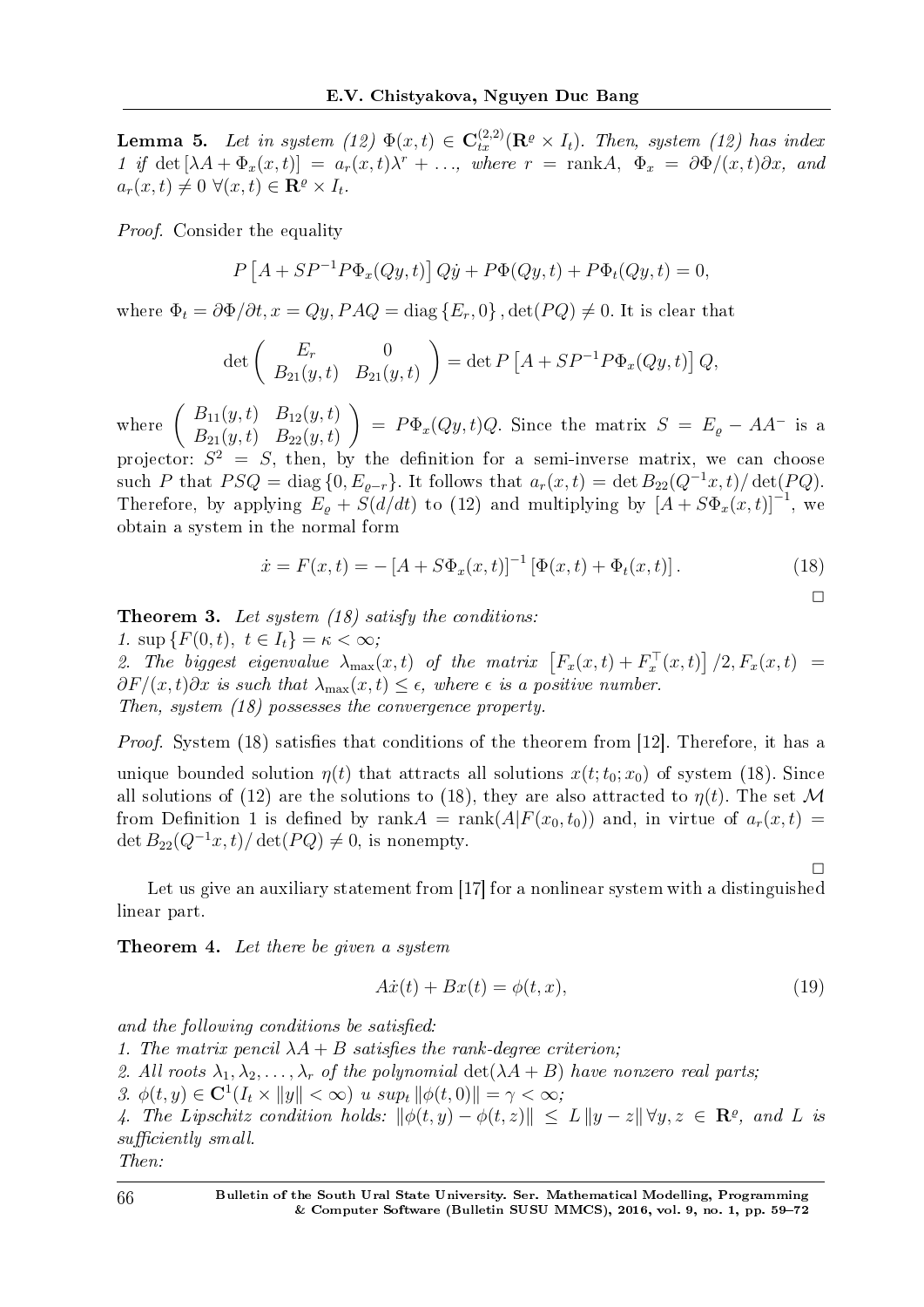**Lemma 5.** *Let in system (12) $\Phi(x,t) \in \mathbf{C}^{(2,2)}_{tx}(\mathbf{R}^{\varrho} \times I_t)$. Then, system (12) has index 1 if* $\det[\lambda A + \Phi_x(x,t)] = a_r(x,t)\lambda^r + \ldots$, *where* $r = \operatorname{rank} A$, $\Phi_x = \partial\Phi/(x,t)\partial x$, *and* $a_r(x,t) \neq 0 \ \forall (x,t) \in \mathbf{R}^{\varrho} \times I_t$.

*Proof.* Consider the equality

$$P\left[A + SP^{-1}P\Phi_x(Qy,t)\right]Q\dot{y} + P\Phi(Qy,t) + P\Phi_t(Qy,t) = 0,$$

where $\Phi_t = \partial\Phi/\partial t, x = Qy, PAQ = \operatorname{diag}\{E_r, 0\}, \det(PQ) \neq 0$. It is clear that

$$\det\begin{pmatrix} E_r & 0 \\ B_{21}(y,t) & B_{21}(y,t) \end{pmatrix} = \det P\left[A + SP^{-1}P\Phi_x(Qy,t)\right]Q,$$

where $\begin{pmatrix} B_{11}(y,t) & B_{12}(y,t) \\ B_{21}(y,t) & B_{22}(y,t) \end{pmatrix} = P\Phi_x(Qy,t)Q$. Since the matrix $S = E_{\varrho} - AA^{-}$ is a projector: $S^2 = S$, then, by the definition for a semi-inverse matrix, we can choose such $P$ that $PSQ = \operatorname{diag}\{0, E_{\varrho - r}\}$. It follows that $a_r(x,t) = \det B_{22}(Q^{-1}x,t)/\det(PQ)$. Therefore, by applying $E_{\varrho} + S(d/dt)$ to (12) and multiplying by $\left[A + S\Phi_x(x,t)\right]^{-1}$, we obtain a system in the normal form

$$\dot{x} = F(x,t) = -\left[A + S\Phi_x(x,t)\right]^{-1}\left[\Phi(x,t) + \Phi_t(x,t)\right]. \tag{18}$$

□

**Theorem 3.** *Let system (18) satisfy the conditions:*
*1.* $\sup\{F(0,t),\ t \in I_t\} = \kappa < \infty$;
*2. The biggest eigenvalue* $\lambda_{\max}(x,t)$ *of the matrix* $\left[F_x(x,t) + F_x^{\top}(x,t)\right]/2, F_x(x,t) = \partial F/(x,t)\partial x$ *is such that* $\lambda_{\max}(x,t) \leq \epsilon$, *where* $\epsilon$ *is a positive number.*
*Then, system (18) possesses the convergence property.*

*Proof.* System (18) satisfies that conditions of the theorem from [12]. Therefore, it has a unique bounded solution $\eta(t)$ that attracts all solutions $x(t;t_0;x_0)$ of system (18). Since all solutions of (12) are the solutions to (18), they are also attracted to $\eta(t)$. The set $\mathcal{M}$ from Definition 1 is defined by $\operatorname{rank} A = \operatorname{rank}(A|F(x_0,t_0))$ and, in virtue of $a_r(x,t) = \det B_{22}(Q^{-1}x,t)/\det(PQ) \neq 0$, is nonempty.

□

Let us give an auxiliary statement from [17] for a nonlinear system with a distinguished linear part.

**Theorem 4.** *Let there be given a system*

$$A\dot{x}(t) + Bx(t) = \phi(t,x), \tag{19}$$

*and the following conditions be satisfied:*
*1. The matrix pencil* $\lambda A + B$ *satisfies the rank-degree criterion;*
*2. All roots* $\lambda_1, \lambda_2, \ldots, \lambda_r$ *of the polynomial* $\det(\lambda A + B)$ *have nonzero real parts;*
*3.* $\phi(t,y) \in \mathbf{C}^1(I_t \times \|y\| < \infty)$ *u* $\sup_t \|\phi(t,0)\| = \gamma < \infty$;
*4. The Lipschitz condition holds:* $\|\phi(t,y) - \phi(t,z)\| \leq L\|y - z\| \ \forall y,z \in \mathbf{R}^{\varrho}$, *and* $L$ *is sufficiently small.*
*Then:*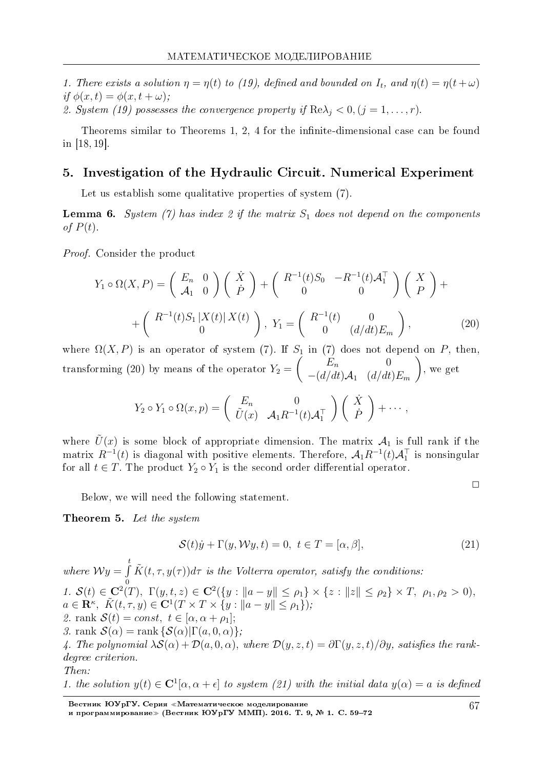*1. There exists a solution $\eta = \eta(t)$ to (19), defined and bounded on $I_t$, and $\eta(t) = \eta(t+\omega)$ if $\phi(x,t) = \phi(x, t+\omega)$;*
*2. System (19) possesses the convergence property if $\mathrm{Re}\lambda_j < 0, (j = 1, \ldots, r)$.*

Theorems similar to Theorems 1, 2, 4 for the infinite-dimensional case can be found in [18, 19].

## 5. Investigation of the Hydraulic Circuit. Numerical Experiment

Let us establish some qualitative properties of system (7).

**Lemma 6.** *System (7) has index 2 if the matrix $S_1$ does not depend on the components of $P(t)$.*

*Proof.* Consider the product

$$Y_1 \circ \Omega(X,P) = \begin{pmatrix} E_n & 0 \\ \mathcal{A}_1 & 0 \end{pmatrix} \begin{pmatrix} \dot{X} \\ \dot{P} \end{pmatrix} + \begin{pmatrix} R^{-1}(t)S_0 & -R^{-1}(t)\mathcal{A}_1^{\top} \\ 0 & 0 \end{pmatrix} \begin{pmatrix} X \\ P \end{pmatrix} +$$

$$+ \begin{pmatrix} R^{-1}(t)S_1 \left|X(t)\right| X(t) \\ 0 \end{pmatrix}, \; Y_1 = \begin{pmatrix} R^{-1}(t) & 0 \\ 0 & (d/dt)E_m \end{pmatrix}, \tag{20}$$

where $\Omega(X,P)$ is an operator of system (7). If $S_1$ in (7) does not depend on $P$, then, transforming (20) by means of the operator $Y_2 = \begin{pmatrix} E_n & 0 \\ -(d/dt)\mathcal{A}_1 & (d/dt)E_m \end{pmatrix}$, we get

$$Y_2 \circ Y_1 \circ \Omega(x,p) = \begin{pmatrix} E_n & 0 \\ \tilde{U}(x) & \mathcal{A}_1 R^{-1}(t)\mathcal{A}_1^{\top} \end{pmatrix} \begin{pmatrix} \dot{X} \\ \dot{P} \end{pmatrix} + \cdots,$$

where $\tilde{U}(x)$ is some block of appropriate dimension. The matrix $\mathcal{A}_1$ is full rank if the matrix $R^{-1}(t)$ is diagonal with positive elements. Therefore, $\mathcal{A}_1 R^{-1}(t)\mathcal{A}_1^{\top}$ is nonsingular for all $t \in T$. The product $Y_2 \circ Y_1$ is the second order differential operator.

□

Below, we will need the following statement.

**Theorem 5.** *Let the system*

$$\mathcal{S}(t)\dot{y} + \Gamma(y, \mathcal{W}y, t) = 0, \; t \in T = [\alpha, \beta], \tag{21}$$

*where $\mathcal{W}y = \int\limits_0^t \tilde{K}(t,\tau,y(\tau))d\tau$ is the Volterra operator, satisfy the conditions:*
*1. $\mathcal{S}(t) \in \mathbf{C}^2(T)$, $\Gamma(y,t,z) \in \mathbf{C}^2(\{y : \|a-y\| \le \rho_1\} \times \{z : \|z\| \le \rho_2\} \times T, \; \rho_1, \rho_2 > 0)$, $a \in \mathbf{R}^{\kappa}$, $\tilde{K}(t,\tau,y) \in \mathbf{C}^1(T \times T \times \{y : \|a-y\| \le \rho_1\})$;*
*2. $\mathrm{rank}\, \mathcal{S}(t) = const$, $t \in [\alpha, \alpha+\rho_1]$;*
*3. $\mathrm{rank}\, \mathcal{S}(\alpha) = \mathrm{rank}\, \{\mathcal{S}(\alpha)|\Gamma(a,0,\alpha)\}$;*
*4. The polynomial $\lambda\mathcal{S}(\alpha) + \mathcal{D}(a,0,\alpha)$, where $\mathcal{D}(y,z,t) = \partial\Gamma(y,z,t)/\partial y$, satisfies the rank-degree criterion.*
*Then:*
*1. the solution $y(t) \in \mathbf{C}^1[\alpha, \alpha+\epsilon]$ to system (21) with the initial data $y(\alpha) = a$ is defined*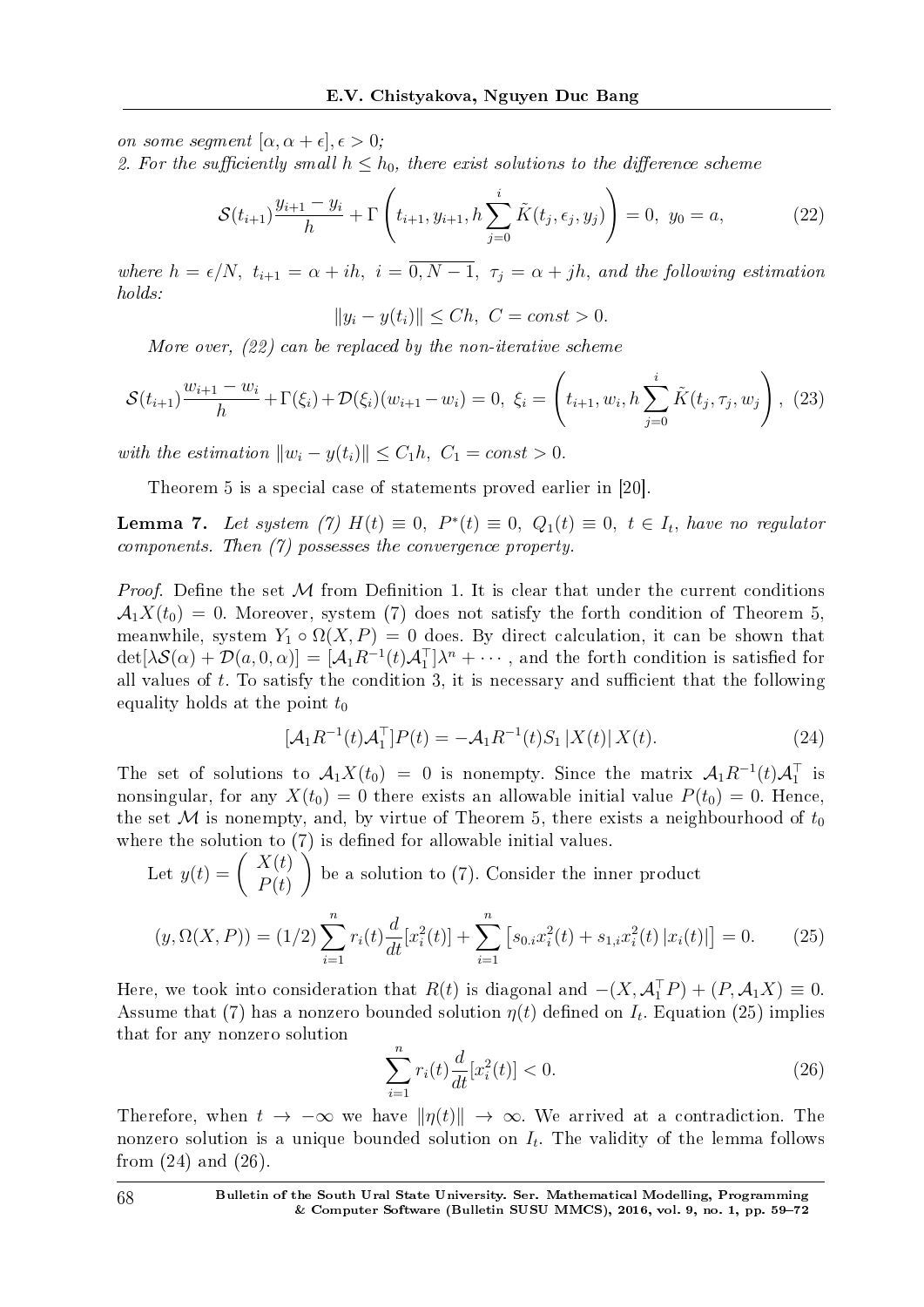*on some segment* $[\alpha, \alpha+\epsilon], \epsilon > 0$*;*
*2. For the sufficiently small* $h \le h_0$*, there exist solutions to the difference scheme*

$$\mathcal{S}(t_{i+1})\frac{y_{i+1}-y_i}{h} + \Gamma\left(t_{i+1}, y_{i+1}, h\sum_{j=0}^{i}\tilde{K}(t_j, \epsilon_j, y_j)\right) = 0,\ y_0 = a, \tag{22}$$

*where* $h = \epsilon/N,\ t_{i+1} = \alpha + ih,\ i = \overline{0, N-1},\ \tau_j = \alpha + jh$*, and the following estimation holds:*

$$\|y_i - y(t_i)\| \le Ch,\ C = const > 0.$$

*More over, (22) can be replaced by the non-iterative scheme*

$$\mathcal{S}(t_{i+1})\frac{w_{i+1}-w_i}{h} + \Gamma(\xi_i) + \mathcal{D}(\xi_i)(w_{i+1}-w_i) = 0,\ \xi_i = \left(t_{i+1}, w_i, h\sum_{j=0}^{i}\tilde{K}(t_j, \tau_j, w_j)\right), \tag{23}$$

*with the estimation* $\|w_i - y(t_i)\| \le C_1 h,\ C_1 = const > 0$*.*

Theorem 5 is a special case of statements proved earlier in [20].

**Lemma 7.** *Let system (7)* $H(t) \equiv 0,\ P^*(t) \equiv 0,\ Q_1(t) \equiv 0,\ t \in I_t$*, have no regulator components. Then (7) possesses the convergence property.*

*Proof.* Define the set $\mathcal{M}$ from Definition 1. It is clear that under the current conditions $\mathcal{A}_1 X(t_0) = 0$. Moreover, system (7) does not satisfy the forth condition of Theorem 5, meanwhile, system $Y_1 \circ \Omega(X, P) = 0$ does. By direct calculation, it can be shown that $\det[\lambda\mathcal{S}(\alpha) + \mathcal{D}(a, 0, \alpha)] = [\mathcal{A}_1 R^{-1}(t)\mathcal{A}_1^\top]\lambda^n + \cdots$, and the forth condition is satisfied for all values of $t$. To satisfy the condition 3, it is necessary and sufficient that the following equality holds at the point $t_0$

$$[\mathcal{A}_1 R^{-1}(t)\mathcal{A}_1^\top]P(t) = -\mathcal{A}_1 R^{-1}(t) S_1 \, |X(t)| \, X(t). \tag{24}$$

The set of solutions to $\mathcal{A}_1 X(t_0) = 0$ is nonempty. Since the matrix $\mathcal{A}_1 R^{-1}(t)\mathcal{A}_1^\top$ is nonsingular, for any $X(t_0) = 0$ there exists an allowable initial value $P(t_0) = 0$. Hence, the set $\mathcal{M}$ is nonempty, and, by virtue of Theorem 5, there exists a neighbourhood of $t_0$ where the solution to (7) is defined for allowable initial values.

Let $y(t) = \begin{pmatrix} X(t) \\ P(t) \end{pmatrix}$ be a solution to (7). Consider the inner product

$$(y, \Omega(X, P)) = (1/2)\sum_{i=1}^{n} r_i(t)\frac{d}{dt}[x_i^2(t)] + \sum_{i=1}^{n}\left[s_{0,i}x_i^2(t) + s_{1,i}x_i^2(t)\,|x_i(t)|\right] = 0. \tag{25}$$

Here, we took into consideration that $R(t)$ is diagonal and $-(X, \mathcal{A}_1^\top P) + (P, \mathcal{A}_1 X) \equiv 0$. Assume that (7) has a nonzero bounded solution $\eta(t)$ defined on $I_t$. Equation (25) implies that for any nonzero solution

$$\sum_{i=1}^{n} r_i(t)\frac{d}{dt}[x_i^2(t)] < 0. \tag{26}$$

Therefore, when $t \to -\infty$ we have $\|\eta(t)\| \to \infty$. We arrived at a contradiction. The nonzero solution is a unique bounded solution on $I_t$. The validity of the lemma follows from (24) and (26).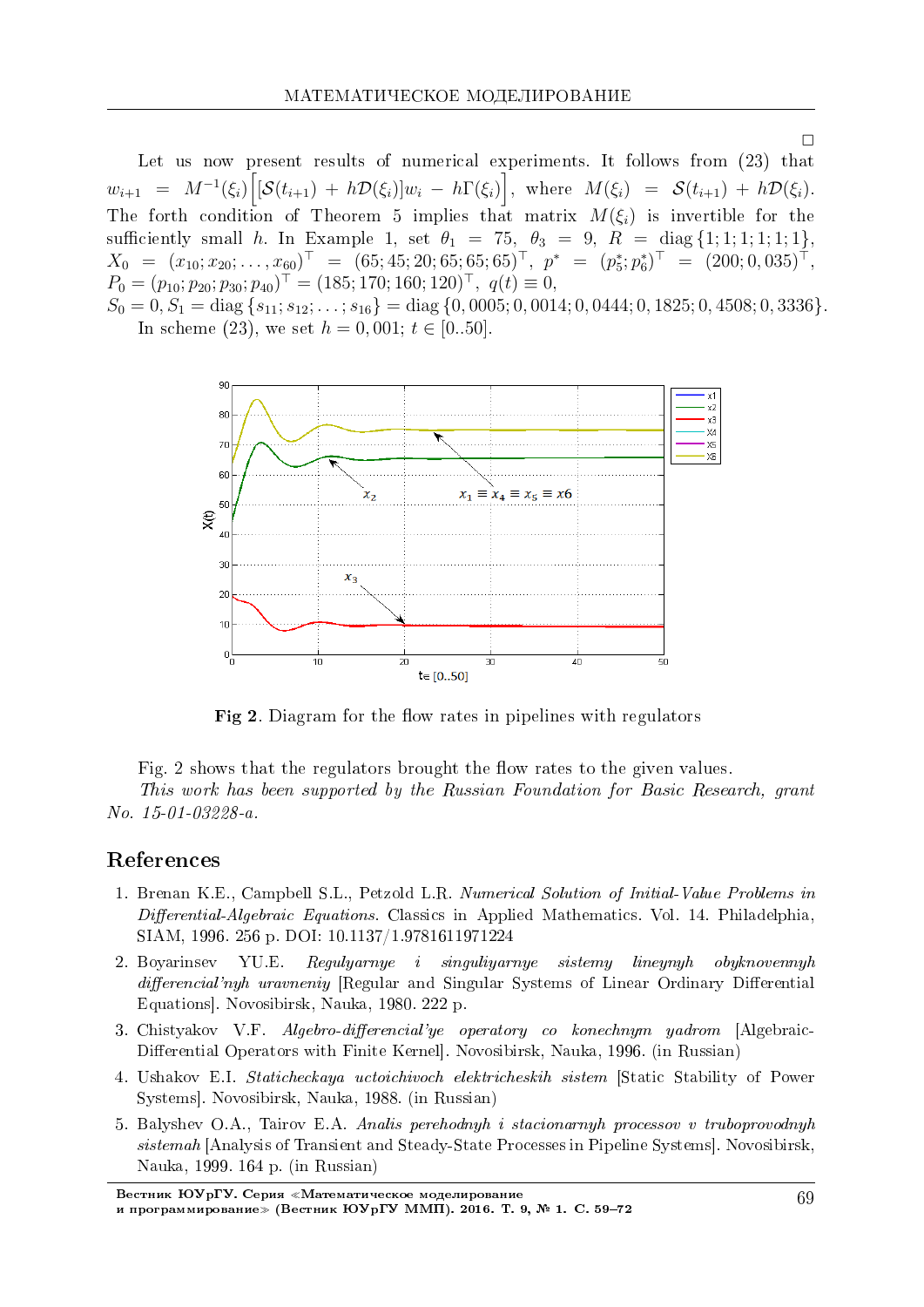□

Let us now present results of numerical experiments. It follows from (23) that $w_{i+1} = M^{-1}(\xi_i)\Big[[\mathcal{S}(t_{i+1}) + h\mathcal{D}(\xi_i)]w_i - h\Gamma(\xi_i)\Big]$, where $M(\xi_i) = \mathcal{S}(t_{i+1}) + h\mathcal{D}(\xi_i)$. The forth condition of Theorem 5 implies that matrix $M(\xi_i)$ is invertible for the sufficiently small $h$. In Example 1, set $\theta_1 = 75$, $\theta_3 = 9$, $R = \operatorname{diag}\{1;1;1;1;1;1\}$, $X_0 = (x_{10}; x_{20}; \ldots, x_{60})^\top = (65;45;20;65;65;65)^\top$, $p^* = (p_5^*; p_6^*)^\top = (200;0,035)^\top$, $P_0 = (p_{10}; p_{20}; p_{30}; p_{40})^\top = (185;170;160;120)^\top$, $q(t) \equiv 0$,
$S_0 = 0$, $S_1 = \operatorname{diag}\{s_{11}; s_{12}; \ldots; s_{16}\} = \operatorname{diag}\{0,0005;0,0014;0,0444;0,1825;0,4508;0,3336\}$.

In scheme (23), we set $h = 0,001$; $t \in [0..50]$.

**Fig 2**. Diagram for the flow rates in pipelines with regulators

Fig. 2 shows that the regulators brought the flow rates to the given values.

*This work has been supported by the Russian Foundation for Basic Research, grant No. 15-01-03228-a.*

## References

1. Brenan K.E., Campbell S.L., Petzold L.R. *Numerical Solution of Initial-Value Problems in Differential-Algebraic Equations*. Classics in Applied Mathematics. Vol. 14. Philadelphia, SIAM, 1996. 256 p. DOI: 10.1137/1.9781611971224
2. Boyarinsev YU.E. *Regulyarnye i singuliyarnye sistemy lineynyh obyknovennyh differencial'nyh uravneniy* [Regular and Singular Systems of Linear Ordinary Differential Equations]. Novosibirsk, Nauka, 1980. 222 p.
3. Chistyakov V.F. *Algebro-differencial'ye operatory co konechnym yadrom* [Algebraic-Differential Operators with Finite Kernel]. Novosibirsk, Nauka, 1996. (in Russian)
4. Ushakov E.I. *Staticheckaya uctoichivoch elektricheskih sistem* [Static Stability of Power Systems]. Novosibirsk, Nauka, 1988. (in Russian)
5. Balyshev O.A., Tairov E.A. *Analis perehodnyh i stacionarnyh processov v truboprovodnyh sistemah* [Analysis of Transient and Steady-State Processes in Pipeline Systems]. Novosibirsk, Nauka, 1999. 164 p. (in Russian)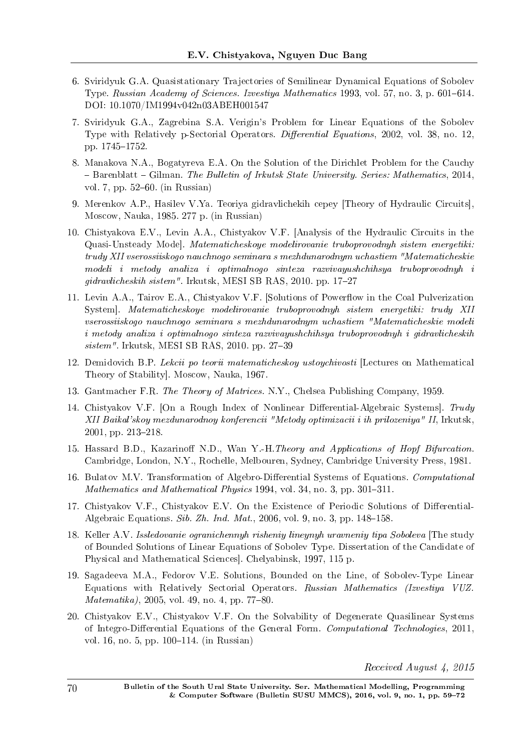6. Sviridyuk G.A. Quasistationary Trajectories of Semilinear Dynamical Equations of Sobolev Type. *Russian Academy of Sciences. Izvestiya Mathematics* 1993, vol. 57, no. 3, p. 601–614. DOI: 10.1070/IM1994v042n03ABEH001547

7. Sviridyuk G.A., Zagrebina S.A. Verigin's Problem for Linear Equations of the Sobolev Type with Relatively p-Sectorial Operators. *Differential Equations*, 2002, vol. 38, no. 12, pp. 1745–1752.

8. Manakova N.A., Bogatyreva E.A. On the Solution of the Dirichlet Problem for the Cauchy – Barenblatt – Gilman. *The Bulletin of Irkutsk State University. Series: Mathematics*, 2014, vol. 7, pp. 52–60. (in Russian)

9. Merenkov A.P., Hasilev V.Ya. Teoriya gidravlichekih cepey [Theory of Hydraulic Circuits], Moscow, Nauka, 1985. 277 p. (in Russian)

10. Chistyakova E.V., Levin A.A., Chistyakov V.F. [Analysis of the Hydraulic Circuits in the Quasi-Unsteady Mode]. *Matematicheskoye modelirovanie truboprovodnyh sistem energetiki: trudy XII vserossiiskogo nauchnogo seminara s mezhdunarodnym uchastiem "Matematicheskie modeli i metody analiza i optimalnogo sinteza razvivayushchihsya truboprovodnyh i gidravlicheskih sistem"*. Irkutsk, MESI SB RAS, 2010. pp. 17–27

11. Levin A.A., Tairov E.A., Chistyakov V.F. [Solutions of Powerflow in the Coal Pulverization System]. *Matematicheskoye modelirovanie truboprovodnyh sistem energetiki: trudy XII vserossiiskogo nauchnogo seminara s mezhdunarodnym uchastiem "Matematicheskie modeli i metody analiza i optimalnogo sinteza razvivayushchihsya truboprovodnyh i gidravlicheskih sistem"*. Irkutsk, MESI SB RAS, 2010. pp. 27–39

12. Demidovich B.P. *Lekcii po teorii matematicheskoy ustoychivosti* [Lectures on Mathematical Theory of Stability]. Moscow, Nauka, 1967.

13. Gantmacher F.R. *The Theory of Matrices*. N.Y., Chelsea Publishing Company, 1959.

14. Chistyakov V.F. [On a Rough Index of Nonlinear Differential-Algebraic Systems]. *Trudy XII Baikal'skoy mezdunarodnoy konferencii "Metody optimizacii i ih prilozeniya" II*, Irkutsk, 2001, pp. 213–218.

15. Hassard B.D., Kazarinoff N.D., Wan Y.-H.*Theory and Applications of Hopf Bifurcation*. Cambridge, London, N.Y., Rochelle, Melbouren, Sydney, Cambridge University Press, 1981.

16. Bulatov M.V. Transformation of Algebro-Differential Systems of Equations. *Computational Mathematics and Mathematical Physics* 1994, vol. 34, no. 3, pp. 301–311.

17. Chistyakov V.F., Chistyakov E.V. On the Existence of Periodic Solutions of Differential-Algebraic Equations. *Sib. Zh. Ind. Mat.*, 2006, vol. 9, no. 3, pp. 148–158.

18. Keller A.V. *Issledovanie ogranichennyh risheniy lineynyh uravneniy tipa Soboleva* [The study of Bounded Solutions of Linear Equations of Sobolev Type. Dissertation of the Candidate of Physical and Mathematical Sciences]. Chelyabinsk, 1997, 115 p.

19. Sagadeeva M.A., Fedorov V.E. Solutions, Bounded on the Line, of Sobolev-Type Linear Equations with Relatively Sectorial Operators. *Russian Mathematics (Izvestiya VUZ. Matematika)*, 2005, vol. 49, no. 4, pp. 77–80.

20. Chistyakov E.V., Chistyakov V.F. On the Solvability of Degenerate Quasilinear Systems of Integro-Differential Equations of the General Form. *Computational Technologies*, 2011, vol. 16, no. 5, pp. 100–114. (in Russian)

*Received August 4, 2015*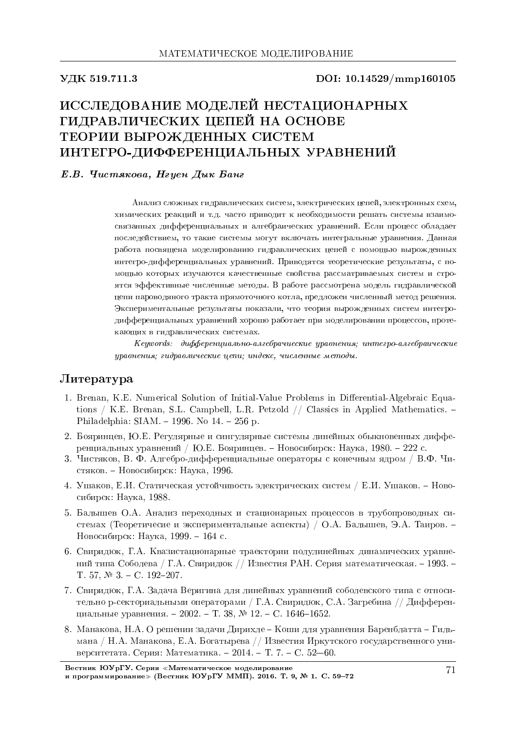УДК 519.711.3 DOI: 10.14529/mmp160105

# ИССЛЕДОВАНИЕ МОДЕЛЕЙ НЕСТАЦИОНАРНЫХ ГИДРАВЛИЧЕСКИХ ЦЕПЕЙ НА ОСНОВЕ ТЕОРИИ ВЫРОЖДЕННЫХ СИСТЕМ ИНТЕГРО-ДИФФЕРЕНЦИАЛЬНЫХ УРАВНЕНИЙ

***Е.В. Чистякова, Нгуен Дык Банг***

Анализ сложных гидравлических систем, электрических цепей, электронных схем, химических реакций и т.д. часто приводит к необходимости решать системы взаимосвязанных дифференциальных и алгебраических уравнений. Если процесс обладает последействием, то такие системы могут включать интегральные уравнения. Данная работа посвящена моделированию гидравлических цепей с помощью вырожденных интегро-дифференциальных уравнений. Приводятся теоретические результаты, с помощью которых изучаются качественные свойства рассматриваемых систем и строятся эффективные численные методы. В работе рассмотрена модель гидравлической цепи пароводяного тракта прямоточного котла, предложен численный метод решения. Экспериментальные результаты показали, что теория вырожденных систем интегро-дифференциальных уравнений хорошо работает при моделировании процессов, протекающих в гидравлических системах.

*Keywords: дифференциально-алгебрачиеские уравнения; интегро-алгебраические уравнения; гидравлические цепи; индекс, численные методы.*

## Литература

1. Brenan, K.E. Numerical Solution of Initial-Value Problems in Differential-Algebraic Equations / K.E. Brenan, S.L. Campbell, L.R. Petzold // Classics in Applied Mathematics. – Philadelphia: SIAM. – 1996. No 14. – 256 p.
2. Бояринцев, Ю.Е. Регулярные и сингулярные системы линейных обыкновенных дифференциальных уравнений / Ю.Е. Бояринцев. – Новосибирск: Наука, 1980. – 222 с.
3. Чистяков, В. Ф. Алгебро-дифференциальные операторы с конечным ядром / В.Ф. Чистяков. – Новосибирск: Наука, 1996.
4. Ушаков, Е.И. Статическая устойчивость электрических систем / Е.И. Ушаков. – Новосибирск: Наука, 1988.
5. Балышев О.А. Анализ переходных и стационарных процессов в трубопроводных системах (Теоретичесие и экспериментальные аспекты) / О.А. Балышев, Э.А. Таиров. – Новосибирск: Наука, 1999. – 164 с.
6. Свиридюк, Г.А. Квазистационарные траектории полулинейных динамических уравнений типа Соболева / Г.А. Свиридюк // Известия РАН. Серия математическая. – 1993. – Т. 57, № 3. – С. 192–207.
7. Свиридюк, Г.А. Задача Веригина для линейных уравнений соболевского типа с относительно p-секториальными операторами / Г.А. Свиридюк, С.А. Загребина // Дифференциальные уравнения. – 2002. – Т. 38, № 12. – С. 1646–1652.
8. Манакова, Н.А. О решении задачи Дирихле – Коши для уравнения Баренблатта – Гильмана / Н.А. Манакова, Е.А. Богатырева // Известия Иркутского государственного университетата. Серия: Математика. – 2014. – Т. 7. – С. 52—60.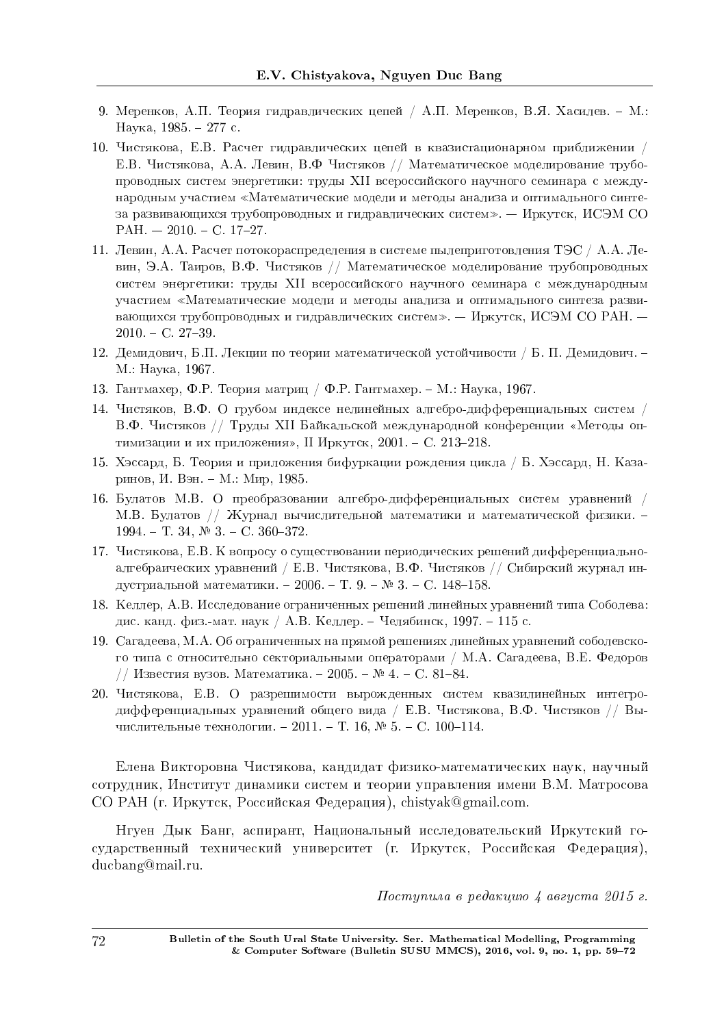9. Меренков, А.П. Теория гидравлических цепей / А.П. Меренков, В.Я. Хасилев. – М.: Наука, 1985. – 277 с.

10. Чистякова, Е.В. Расчет гидравлических цепей в квазистационарном приближении / Е.В. Чистякова, А.А. Левин, В.Ф Чистяков // Математическое моделирование трубопроводных систем энергетики: труды XII всероссийского научного семинара с международным участием «Математические модели и методы анализа и оптимального синтеза развивающихся трубопроводных и гидравлических систем». — Иркутск, ИСЭМ СО РАН. — 2010. – С. 17–27.

11. Левин, А.А. Расчет потокораспределения в системе пылеприготовления ТЭС / А.А. Левин, Э.А. Таиров, В.Ф. Чистяков // Математическое моделирование трубопроводных систем энергетики: труды XII всероссийского научного семинара с международным участием «Математические модели и методы анализа и оптимального синтеза развивающихся трубопроводных и гидравлических систем». — Иркутск, ИСЭМ СО РАН. — 2010. – С. 27–39.

12. Демидович, Б.П. Лекции по теории математической устойчивости / Б. П. Демидович. – М.: Наука, 1967.

13. Гантмахер, Ф.Р. Теория матриц / Ф.Р. Гантмахер. – М.: Наука, 1967.

14. Чистяков, В.Ф. О грубом индексе нелинейных алгебро-дифференциальных систем / В.Ф. Чистяков // Труды XII Байкальской международной конференции «Методы оптимизации и их приложения», II Иркутск, 2001. – С. 213–218.

15. Хэссард, Б. Теория и приложения бифуркации рождения цикла / Б. Хэссард, Н. Казаринов, И. Вэн. – М.: Мир, 1985.

16. Булатов М.В. О преобразовании алгебро-дифференциальных систем уравнений / М.В. Булатов // Журнал вычислительной математики и математической физики. – 1994. – Т. 34, № 3. – С. 360–372.

17. Чистякова, Е.В. К вопросу о существовании периодических решений дифференциально-алгебраических уравнений / Е.В. Чистякова, В.Ф. Чистяков // Сибирский журнал индустриальной математики. – 2006. – Т. 9. – № 3. – С. 148–158.

18. Келлер, А.В. Исследование ограниченных решений линейных уравнений типа Соболева: дис. канд. физ.-мат. наук / А.В. Келлер. – Челябинск, 1997. – 115 с.

19. Сагадеева, М.А. Об ограниченных на прямой решениях линейных уравнений соболевского типа с относительно секториальными операторами / М.А. Сагадеева, В.Е. Федоров // Известия вузов. Математика. – 2005. – № 4. – С. 81–84.

20. Чистякова, Е.В. О разрешимости вырожденных систем квазилинейных интегро-дифференциальных уравнений общего вида / Е.В. Чистякова, В.Ф. Чистяков // Вычислительные технологии. – 2011. – Т. 16, № 5. – С. 100–114.

Елена Викторовна Чистякова, кандидат физико-математических наук, научный сотрудник, Институт динамики систем и теории управления имени В.М. Матросова СО РАН (г. Иркутск, Российская Федерация), chistyak@gmail.com.

Нгуен Дык Банг, аспирант, Национальный исследовательский Иркутский государственный технический университет (г. Иркутск, Российская Федерация), ducbang@mail.ru.

*Поступила в редакцию 4 августа 2015 г.*